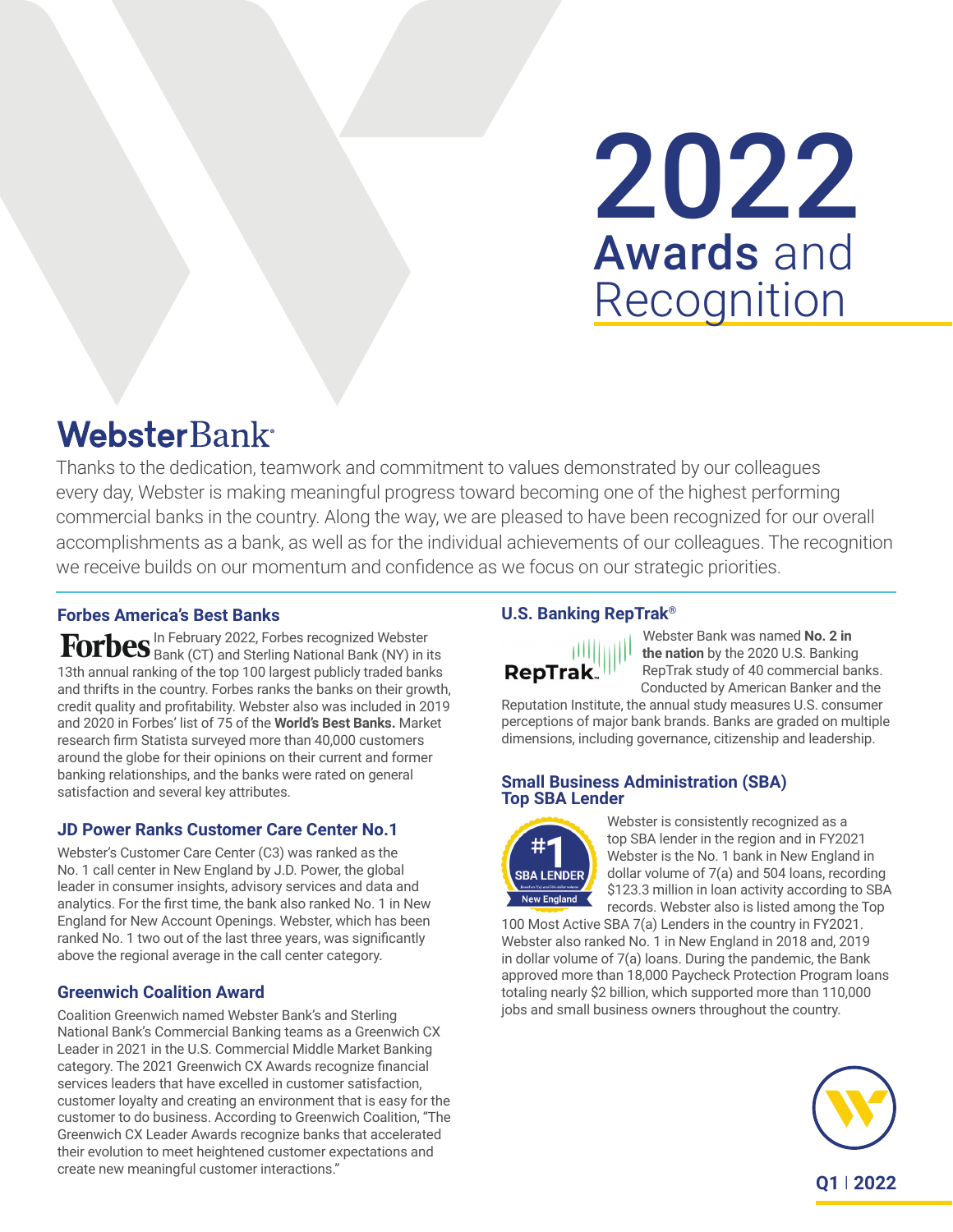# 2022 Awards and Recognition

## WebsterBank

Thanks to the dedication, teamwork and commitment to values demonstrated by our colleagues every day, Webster is making meaningful progress toward becoming one of the highest performing commercial banks in the country. Along the way, we are pleased to have been recognized for our overall accomplishments as a bank, as well as for the individual achievements of our colleagues. The recognition we receive builds on our momentum and confidence as we focus on our strategic priorities.

### Forbes America's Best Banks

In February 2022, Forbes recognized Webster Bank (CT) and Sterling National Bank (NY) in its 13th annual ranking of the top 100 largest publicly traded banks and thrifts in the country. Forbes ranks the banks on their growth, credit quality and profitability. Webster also was included in 2019 and 2020 in Forbes' list of 75 of the **World's Best Banks.** Market research firm Statista surveyed more than 40,000 customers around the globe for their opinions on their current and former banking relationships, and the banks were rated on general satisfaction and several key attributes.

### JD Power Ranks Customer Care Center No.1

Webster's Customer Care Center (C3) was ranked as the No. 1 call center in New England by J.D. Power, the global leader in consumer insights, advisory services and data and analytics. For the first time, the bank also ranked No. 1 in New England for New Account Openings. Webster, which has been ranked No. 1 two out of the last three years, was significantly above the regional average in the call center category.

### Greenwich Coalition Award

Coalition Greenwich named Webster Bank's and Sterling National Bank's Commercial Banking teams as a Greenwich CX Leader in 2021 in the U.S. Commercial Middle Market Banking category. The 2021 Greenwich CX Awards recognize financial services leaders that have excelled in customer satisfaction, customer loyalty and creating an environment that is easy for the customer to do business. According to Greenwich Coalition, "The Greenwich CX Leader Awards recognize banks that accelerated their evolution to meet heightened customer expectations and create new meaningful customer interactions."

### U.S. Banking RepTrak®

Webster Bank was named **No. 2 in the nation** by the 2020 U.S. Banking RepTrak study of 40 commercial banks. Conducted by American Banker and the Reputation Institute, the annual study measures U.S. consumer perceptions of major bank brands. Banks are graded on multiple dimensions, including governance, citizenship and leadership.

### Small Business Administration (SBA) Top SBA Lender

Webster is consistently recognized as a top SBA lender in the region and in FY2021 Webster is the No. 1 bank in New England in dollar volume of 7(a) and 504 loans, recording $123.3 million in loan activity according to SBA records. Webster also is listed among the Top 100 Most Active SBA 7(a) Lenders in the country in FY2021. Webster also ranked No. 1 in New England in 2018 and, 2019 in dollar volume of 7(a) loans. During the pandemic, the Bank approved more than 18,000 Paycheck Protection Program loans totaling nearly $2 billion, which supported more than 110,000 jobs and small business owners throughout the country.

Q1 | 2022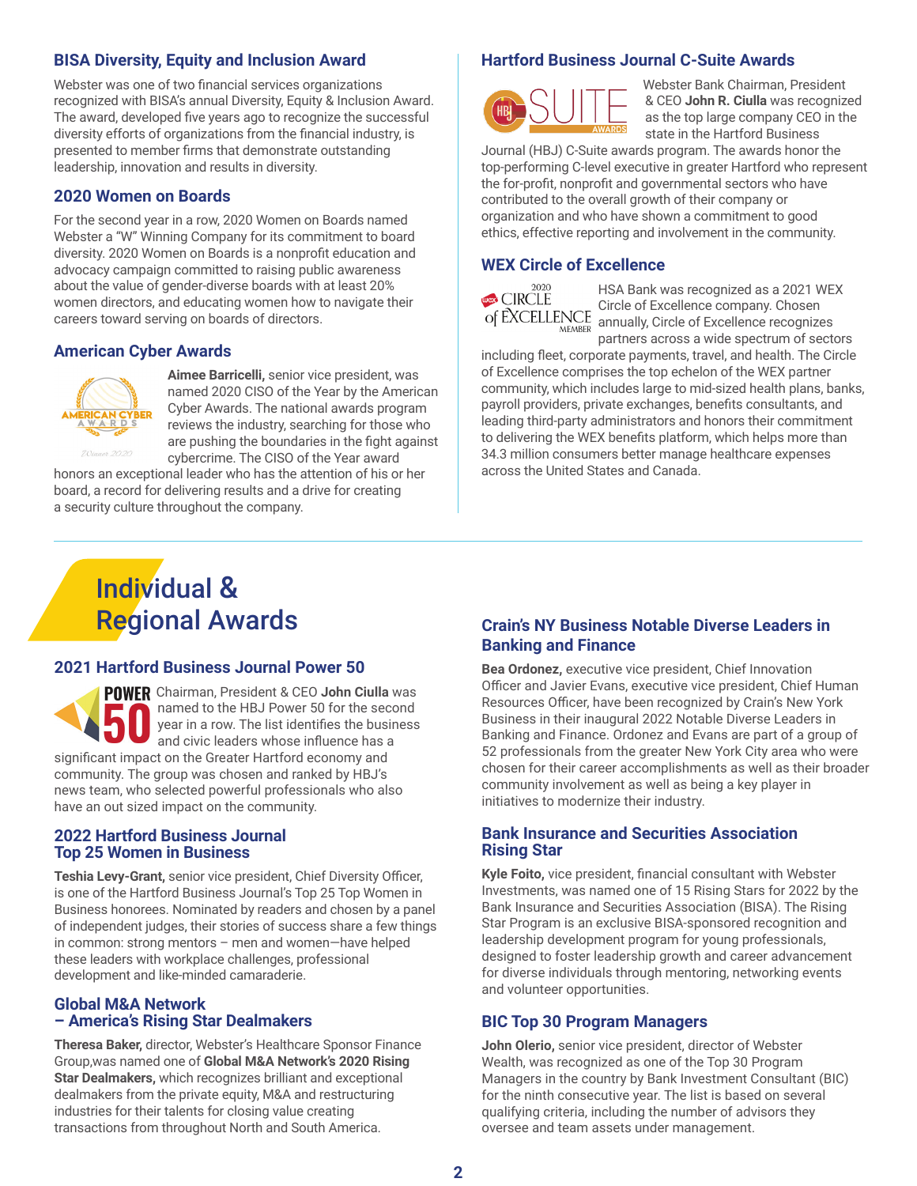## BISA Diversity, Equity and Inclusion Award

Webster was one of two financial services organizations recognized with BISA's annual Diversity, Equity & Inclusion Award. The award, developed five years ago to recognize the successful diversity efforts of organizations from the financial industry, is presented to member firms that demonstrate outstanding leadership, innovation and results in diversity.

## 2020 Women on Boards

For the second year in a row, 2020 Women on Boards named Webster a "W" Winning Company for its commitment to board diversity. 2020 Women on Boards is a nonprofit education and advocacy campaign committed to raising public awareness about the value of gender-diverse boards with at least 20% women directors, and educating women how to navigate their careers toward serving on boards of directors.

## American Cyber Awards

**Aimee Barricelli,** senior vice president, was named 2020 CISO of the Year by the American Cyber Awards. The national awards program reviews the industry, searching for those who are pushing the boundaries in the fight against cybercrime. The CISO of the Year award honors an exceptional leader who has the attention of his or her board, a record for delivering results and a drive for creating a security culture throughout the company.

## Hartford Business Journal C-Suite Awards

Webster Bank Chairman, President & CEO **John R. Ciulla** was recognized as the top large company CEO in the state in the Hartford Business Journal (HBJ) C-Suite awards program. The awards honor the top-performing C-level executive in greater Hartford who represent the for-profit, nonprofit and governmental sectors who have contributed to the overall growth of their company or organization and who have shown a commitment to good ethics, effective reporting and involvement in the community.

## WEX Circle of Excellence

HSA Bank was recognized as a 2021 WEX Circle of Excellence company. Chosen annually, Circle of Excellence recognizes partners across a wide spectrum of sectors including fleet, corporate payments, travel, and health. The Circle of Excellence comprises the top echelon of the WEX partner community, which includes large to mid-sized health plans, banks, payroll providers, private exchanges, benefits consultants, and leading third-party administrators and honors their commitment to delivering the WEX benefits platform, which helps more than 34.3 million consumers better manage healthcare expenses across the United States and Canada.

# Individual & Regional Awards

## 2021 Hartford Business Journal Power 50

Chairman, President & CEO **John Ciulla** was named to the HBJ Power 50 for the second year in a row. The list identifies the business and civic leaders whose influence has a significant impact on the Greater Hartford economy and community. The group was chosen and ranked by HBJ's news team, who selected powerful professionals who also have an out sized impact on the community.

## 2022 Hartford Business Journal Top 25 Women in Business

**Teshia Levy-Grant,** senior vice president, Chief Diversity Officer, is one of the Hartford Business Journal's Top 25 Women in Business honorees. Nominated by readers and chosen by a panel of independent judges, their stories of success share a few things in common: strong mentors – men and women—have helped these leaders with workplace challenges, professional development and like-minded camaraderie.

## Global M&A Network – America's Rising Star Dealmakers

**Theresa Baker,** director, Webster's Healthcare Sponsor Finance Group,was named one of **Global M&A Network's 2020 Rising Star Dealmakers,** which recognizes brilliant and exceptional dealmakers from the private equity, M&A and restructuring industries for their talents for closing value creating transactions from throughout North and South America.

## Crain's NY Business Notable Diverse Leaders in Banking and Finance

**Bea Ordonez,** executive vice president, Chief Innovation Officer and Javier Evans, executive vice president, Chief Human Resources Officer, have been recognized by Crain's New York Business in their inaugural 2022 Notable Diverse Leaders in Banking and Finance. Ordonez and Evans are part of a group of 52 professionals from the greater New York City area who were chosen for their career accomplishments as well as their broader community involvement as well as being a key player in initiatives to modernize their industry.

## Bank Insurance and Securities Association Rising Star

**Kyle Foito,** vice president, financial consultant with Webster Investments, was named one of 15 Rising Stars for 2022 by the Bank Insurance and Securities Association (BISA). The Rising Star Program is an exclusive BISA-sponsored recognition and leadership development program for young professionals, designed to foster leadership growth and career advancement for diverse individuals through mentoring, networking events and volunteer opportunities.

## BIC Top 30 Program Managers

**John Olerio,** senior vice president, director of Webster Wealth, was recognized as one of the Top 30 Program Managers in the country by Bank Investment Consultant (BIC) for the ninth consecutive year. The list is based on several qualifying criteria, including the number of advisors they oversee and team assets under management.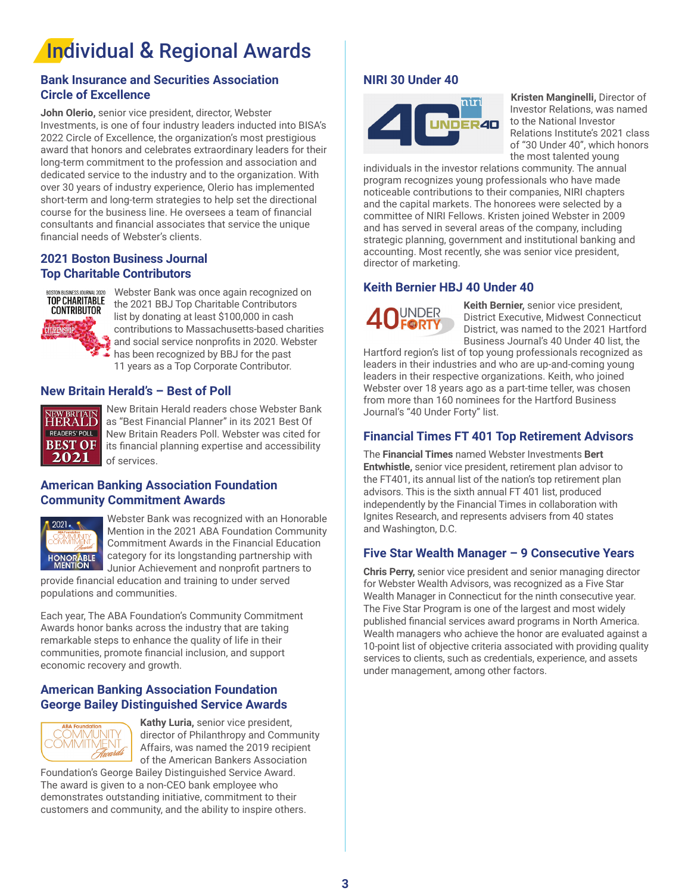# Individual & Regional Awards

## Bank Insurance and Securities Association Circle of Excellence

**John Olerio,** senior vice president, director, Webster Investments, is one of four industry leaders inducted into BISA's 2022 Circle of Excellence, the organization's most prestigious award that honors and celebrates extraordinary leaders for their long-term commitment to the profession and association and dedicated service to the industry and to the organization. With over 30 years of industry experience, Olerio has implemented short-term and long-term strategies to help set the directional course for the business line. He oversees a team of financial consultants and financial associates that service the unique financial needs of Webster's clients.

## 2021 Boston Business Journal Top Charitable Contributors

Webster Bank was once again recognized on the 2021 BBJ Top Charitable Contributors list by donating at least $100,000 in cash contributions to Massachusetts-based charities and social service nonprofits in 2020. Webster has been recognized by BBJ for the past 11 years as a Top Corporate Contributor.

## New Britain Herald's – Best of Poll

New Britain Herald readers chose Webster Bank as "Best Financial Planner" in its 2021 Best Of New Britain Readers Poll. Webster was cited for its financial planning expertise and accessibility of services.

## American Banking Association Foundation Community Commitment Awards

Webster Bank was recognized with an Honorable Mention in the 2021 ABA Foundation Community Commitment Awards in the Financial Education category for its longstanding partnership with Junior Achievement and nonprofit partners to provide financial education and training to under served populations and communities.

Each year, The ABA Foundation's Community Commitment Awards honor banks across the industry that are taking remarkable steps to enhance the quality of life in their communities, promote financial inclusion, and support economic recovery and growth.

## American Banking Association Foundation George Bailey Distinguished Service Awards

**Kathy Luria,** senior vice president, director of Philanthropy and Community Affairs, was named the 2019 recipient of the American Bankers Association Foundation's George Bailey Distinguished Service Award. The award is given to a non-CEO bank employee who demonstrates outstanding initiative, commitment to their customers and community, and the ability to inspire others.

## NIRI 30 Under 40

**Kristen Manginelli,** Director of Investor Relations, was named to the National Investor Relations Institute's 2021 class of "30 Under 40", which honors the most talented young individuals in the investor relations community. The annual program recognizes young professionals who have made noticeable contributions to their companies, NIRI chapters and the capital markets. The honorees were selected by a committee of NIRI Fellows. Kristen joined Webster in 2009 and has served in several areas of the company, including strategic planning, government and institutional banking and accounting. Most recently, she was senior vice president, director of marketing.

## Keith Bernier HBJ 40 Under 40

**Keith Bernier,** senior vice president, District Executive, Midwest Connecticut District, was named to the 2021 Hartford Business Journal's 40 Under 40 list, the Hartford region's list of top young professionals recognized as leaders in their industries and who are up-and-coming young leaders in their respective organizations. Keith, who joined Webster over 18 years ago as a part-time teller, was chosen from more than 160 nominees for the Hartford Business Journal's "40 Under Forty" list.

## Financial Times FT 401 Top Retirement Advisors

The **Financial Times** named Webster Investments **Bert Entwhistle,** senior vice president, retirement plan advisor to the FT401, its annual list of the nation's top retirement plan advisors. This is the sixth annual FT 401 list, produced independently by the Financial Times in collaboration with Ignites Research, and represents advisers from 40 states and Washington, D.C.

## Five Star Wealth Manager – 9 Consecutive Years

**Chris Perry,** senior vice president and senior managing director for Webster Wealth Advisors, was recognized as a Five Star Wealth Manager in Connecticut for the ninth consecutive year. The Five Star Program is one of the largest and most widely published financial services award programs in North America. Wealth managers who achieve the honor are evaluated against a 10-point list of objective criteria associated with providing quality services to clients, such as credentials, experience, and assets under management, among other factors.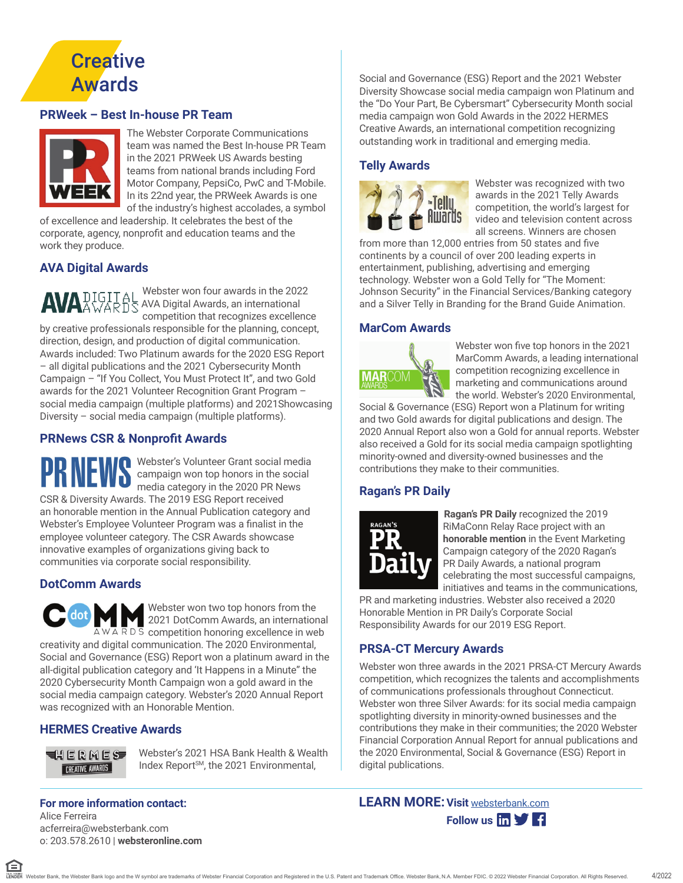# Creative Awards

## PRWeek – Best In-house PR Team

The Webster Corporate Communications team was named the Best In-house PR Team in the 2021 PRWeek US Awards besting teams from national brands including Ford Motor Company, PepsiCo, PwC and T-Mobile. In its 22nd year, the PRWeek Awards is one of the industry's highest accolades, a symbol of excellence and leadership. It celebrates the best of the corporate, agency, nonprofit and education teams and the work they produce.

## AVA Digital Awards

Webster won four awards in the 2022 AVA Digital Awards, an international competition that recognizes excellence by creative professionals responsible for the planning, concept, direction, design, and production of digital communication. Awards included: Two Platinum awards for the 2020 ESG Report – all digital publications and the 2021 Cybersecurity Month Campaign – "If You Collect, You Must Protect It", and two Gold awards for the 2021 Volunteer Recognition Grant Program – social media campaign (multiple platforms) and 2021Showcasing Diversity – social media campaign (multiple platforms).

## PRNews CSR & Nonprofit Awards

Webster's Volunteer Grant social media campaign won top honors in the social media category in the 2020 PR News CSR & Diversity Awards. The 2019 ESG Report received an honorable mention in the Annual Publication category and Webster's Employee Volunteer Program was a finalist in the employee volunteer category. The CSR Awards showcase innovative examples of organizations giving back to communities via corporate social responsibility.

## DotComm Awards

Webster won two top honors from the 2021 DotComm Awards, an international competition honoring excellence in web creativity and digital communication. The 2020 Environmental, Social and Governance (ESG) Report won a platinum award in the all-digital publication category and 'It Happens in a Minute" the 2020 Cybersecurity Month Campaign won a gold award in the social media campaign category. Webster's 2020 Annual Report was recognized with an Honorable Mention.

## HERMES Creative Awards

Webster's 2021 HSA Bank Health & Wealth Index Report[SM], the 2021 Environmental, Social and Governance (ESG) Report and the 2021 Webster Diversity Showcase social media campaign won Platinum and the "Do Your Part, Be Cybersmart" Cybersecurity Month social media campaign won Gold Awards in the 2022 HERMES Creative Awards, an international competition recognizing outstanding work in traditional and emerging media.

## Telly Awards

Webster was recognized with two awards in the 2021 Telly Awards competition, the world's largest for video and television content across all screens. Winners are chosen from more than 12,000 entries from 50 states and five continents by a council of over 200 leading experts in entertainment, publishing, advertising and emerging technology. Webster won a Gold Telly for "The Moment: Johnson Security" in the Financial Services/Banking category and a Silver Telly in Branding for the Brand Guide Animation.

## MarCom Awards

Webster won five top honors in the 2021 MarComm Awards, a leading international competition recognizing excellence in marketing and communications around the world. Webster's 2020 Environmental, Social & Governance (ESG) Report won a Platinum for writing and two Gold awards for digital publications and design. The 2020 Annual Report also won a Gold for annual reports. Webster also received a Gold for its social media campaign spotlighting minority-owned and diversity-owned businesses and the contributions they make to their communities.

## Ragan's PR Daily

**Ragan's PR Daily** recognized the 2019 RiMaConn Relay Race project with an **honorable mention** in the Event Marketing Campaign category of the 2020 Ragan's PR Daily Awards, a national program celebrating the most successful campaigns, initiatives and teams in the communications, PR and marketing industries. Webster also received a 2020 Honorable Mention in PR Daily's Corporate Social Responsibility Awards for our 2019 ESG Report.

## PRSA-CT Mercury Awards

Webster won three awards in the 2021 PRSA-CT Mercury Awards competition, which recognizes the talents and accomplishments of communications professionals throughout Connecticut. Webster won three Silver Awards: for its social media campaign spotlighting diversity in minority-owned businesses and the contributions they make in their communities; the 2020 Webster Financial Corporation Annual Report for annual publications and the 2020 Environmental, Social & Governance (ESG) Report in digital publications.

---

**For more information contact:**
Alice Ferreira
acferreira@websterbank.com
o: 203.578.2610 | **websteronline.com**

**LEARN MORE: Visit** websterbank.com
**Follow us**

Webster Bank, the Webster Bank logo and the W symbol are trademarks of Webster Financial Corporation and Registered in the U.S. Patent and Trademark Office. Webster Bank, N.A. Member FDIC. © 2022 Webster Financial Corporation. All Rights Reserved.

4/2022